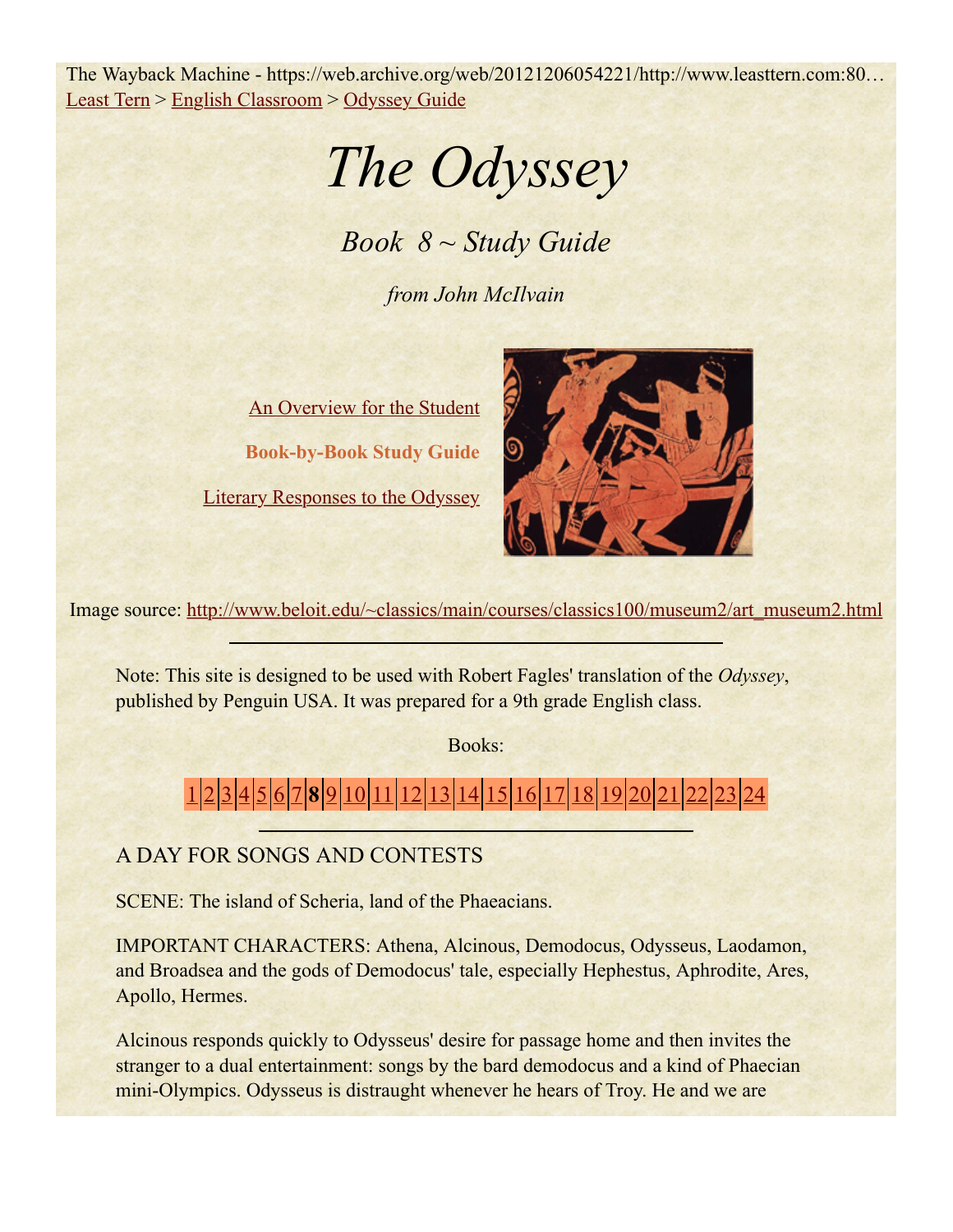The Wayback Machine - https://web.archive.org/web/20121206054221/http://www.leasttern.com:80…

Least Tern > English Classroom > Odyssey Guide

# *The Odyssey*

## *Book 8 ~ Study Guide*

*from John McIlvain*

An Overview for the Student

**Book-by-Book Study Guide**

Literary Responses to the Odyssey

Image source: http://www.beloit.edu/~classics/main/courses/classics100/museum2/art_museum2.html

---

Note: This site is designed to be used with Robert Fagles' translation of the *Odyssey*, published by Penguin USA. It was prepared for a 9th grade English class.

Books:

1 | 2 | 3 | 4 | 5 | 6 | 7 | **8** | 9 | 10 | 11 | 12 | 13 | 14 | 15 | 16 | 17 | 18 | 19 | 20 | 21 | 22 | 23 | 24

---

A DAY FOR SONGS AND CONTESTS

SCENE: The island of Scheria, land of the Phaeacians.

IMPORTANT CHARACTERS: Athena, Alcinous, Demodocus, Odysseus, Laodamon, and Broadsea and the gods of Demodocus' tale, especially Hephestus, Aphrodite, Ares, Apollo, Hermes.

Alcinous responds quickly to Odysseus' desire for passage home and then invites the stranger to a dual entertainment: songs by the bard demodocus and a kind of Phaecian mini-Olympics. Odysseus is distraught whenever he hears of Troy. He and we are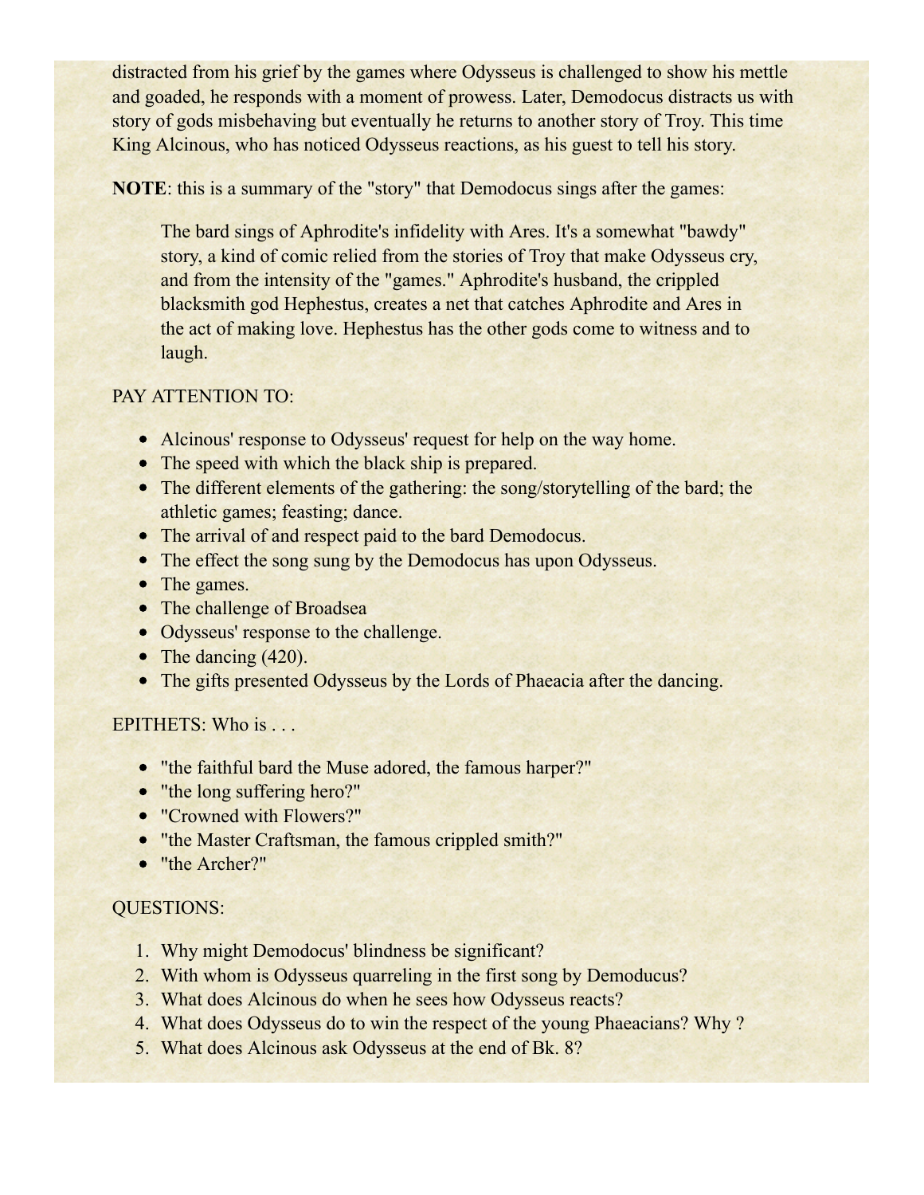distracted from his grief by the games where Odysseus is challenged to show his mettle and goaded, he responds with a moment of prowess. Later, Demodocus distracts us with story of gods misbehaving but eventually he returns to another story of Troy. This time King Alcinous, who has noticed Odysseus reactions, as his guest to tell his story.

**NOTE**: this is a summary of the "story" that Demodocus sings after the games:

> The bard sings of Aphrodite's infidelity with Ares. It's a somewhat "bawdy" story, a kind of comic relied from the stories of Troy that make Odysseus cry, and from the intensity of the "games." Aphrodite's husband, the crippled blacksmith god Hephestus, creates a net that catches Aphrodite and Ares in the act of making love. Hephestus has the other gods come to witness and to laugh.

PAY ATTENTION TO:

- Alcinous' response to Odysseus' request for help on the way home.
- The speed with which the black ship is prepared.
- The different elements of the gathering: the song/storytelling of the bard; the athletic games; feasting; dance.
- The arrival of and respect paid to the bard Demodocus.
- The effect the song sung by the Demodocus has upon Odysseus.
- The games.
- The challenge of Broadsea
- Odysseus' response to the challenge.
- The dancing (420).
- The gifts presented Odysseus by the Lords of Phaeacia after the dancing.

EPITHETS: Who is . . .

- "the faithful bard the Muse adored, the famous harper?"
- "the long suffering hero?"
- "Crowned with Flowers?"
- "the Master Craftsman, the famous crippled smith?"
- "the Archer?"

QUESTIONS:

1. Why might Demodocus' blindness be significant?
2. With whom is Odysseus quarreling in the first song by Demoducus?
3. What does Alcinous do when he sees how Odysseus reacts?
4. What does Odysseus do to win the respect of the young Phaeacians? Why ?
5. What does Alcinous ask Odysseus at the end of Bk. 8?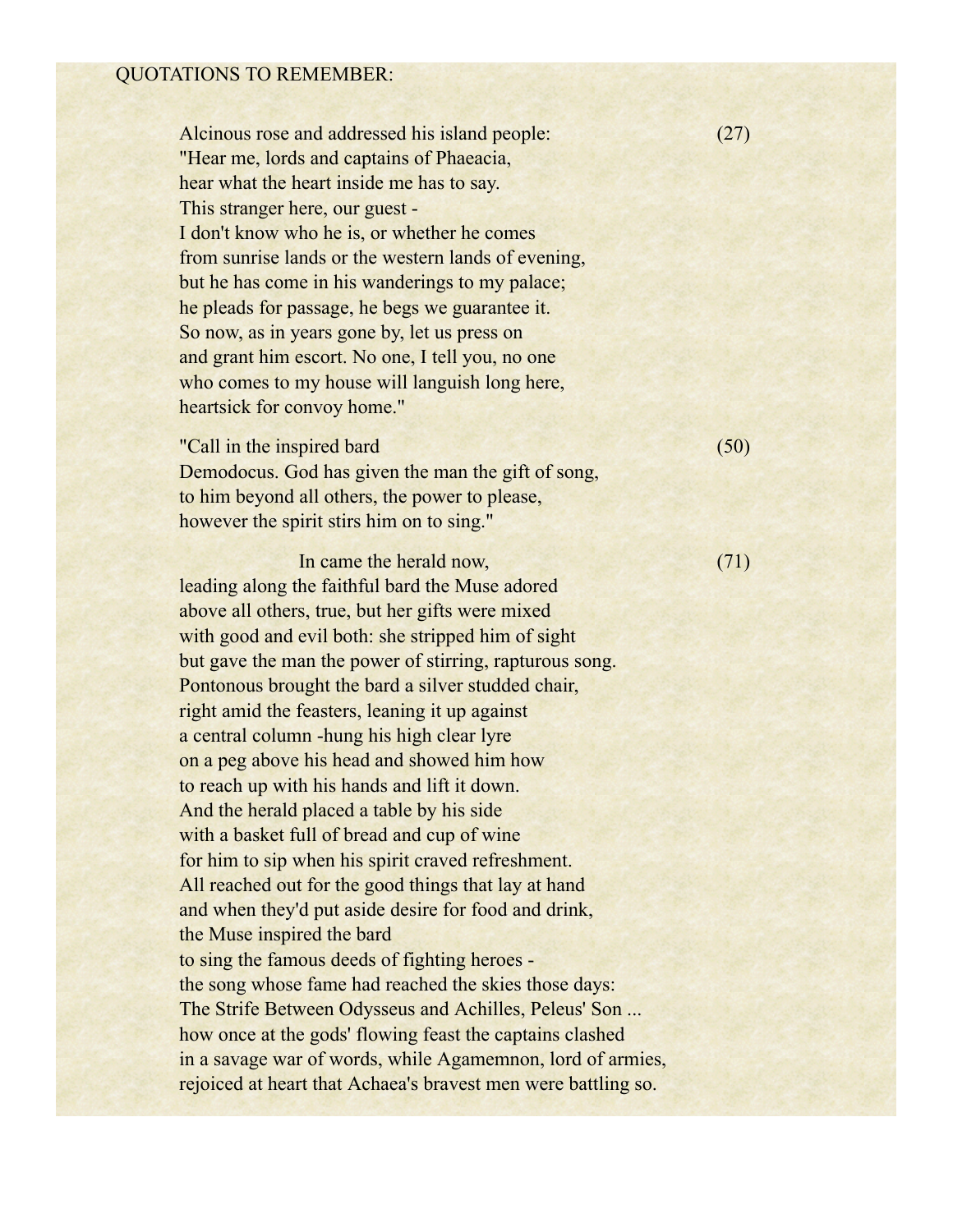QUOTATIONS TO REMEMBER:

Alcinous rose and addressed his island people: (27)  
"Hear me, lords and captains of Phaeacia,  
hear what the heart inside me has to say.  
This stranger here, our guest -  
I don't know who he is, or whether he comes  
from sunrise lands or the western lands of evening,  
but he has come in his wanderings to my palace;  
he pleads for passage, he begs we guarantee it.  
So now, as in years gone by, let us press on  
and grant him escort. No one, I tell you, no one  
who comes to my house will languish long here,  
heartsick for convoy home."

"Call in the inspired bard (50)  
Demodocus. God has given the man the gift of song,  
to him beyond all others, the power to please,  
however the spirit stirs him on to sing."

In came the herald now, (71)  
leading along the faithful bard the Muse adored  
above all others, true, but her gifts were mixed  
with good and evil both: she stripped him of sight  
but gave the man the power of stirring, rapturous song.  
Pontonous brought the bard a silver studded chair,  
right amid the feasters, leaning it up against  
a central column -hung his high clear lyre  
on a peg above his head and showed him how  
to reach up with his hands and lift it down.  
And the herald placed a table by his side  
with a basket full of bread and cup of wine  
for him to sip when his spirit craved refreshment.  
All reached out for the good things that lay at hand  
and when they'd put aside desire for food and drink,  
the Muse inspired the bard  
to sing the famous deeds of fighting heroes -  
the song whose fame had reached the skies those days:  
The Strife Between Odysseus and Achilles, Peleus' Son ...  
how once at the gods' flowing feast the captains clashed  
in a savage war of words, while Agamemnon, lord of armies,  
rejoiced at heart that Achaea's bravest men were battling so.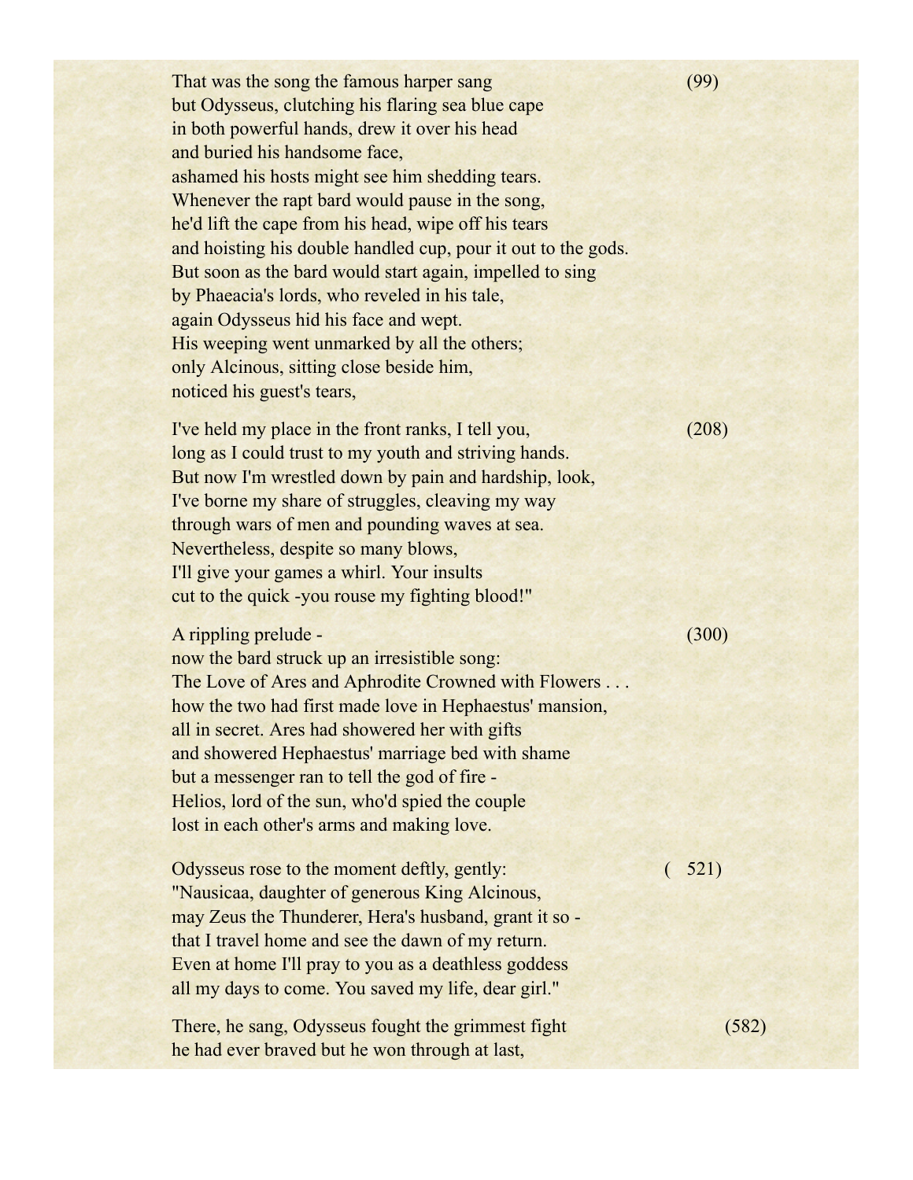That was the song the famous harper sang (99)
but Odysseus, clutching his flaring sea blue cape
in both powerful hands, drew it over his head
and buried his handsome face,
ashamed his hosts might see him shedding tears.
Whenever the rapt bard would pause in the song,
he'd lift the cape from his head, wipe off his tears
and hoisting his double handled cup, pour it out to the gods.
But soon as the bard would start again, impelled to sing
by Phaeacia's lords, who reveled in his tale,
again Odysseus hid his face and wept.
His weeping went unmarked by all the others;
only Alcinous, sitting close beside him,
noticed his guest's tears,

I've held my place in the front ranks, I tell you, (208)
long as I could trust to my youth and striving hands.
But now I'm wrestled down by pain and hardship, look,
I've borne my share of struggles, cleaving my way
through wars of men and pounding waves at sea.
Nevertheless, despite so many blows,
I'll give your games a whirl. Your insults
cut to the quick -you rouse my fighting blood!"

A rippling prelude - (300)
now the bard struck up an irresistible song:
The Love of Ares and Aphrodite Crowned with Flowers . . .
how the two had first made love in Hephaestus' mansion,
all in secret. Ares had showered her with gifts
and showered Hephaestus' marriage bed with shame
but a messenger ran to tell the god of fire -
Helios, lord of the sun, who'd spied the couple
lost in each other's arms and making love.

Odysseus rose to the moment deftly, gently: ( 521)
"Nausicaa, daughter of generous King Alcinous,
may Zeus the Thunderer, Hera's husband, grant it so -
that I travel home and see the dawn of my return.
Even at home I'll pray to you as a deathless goddess
all my days to come. You saved my life, dear girl."

There, he sang, Odysseus fought the grimmest fight (582)
he had ever braved but he won through at last,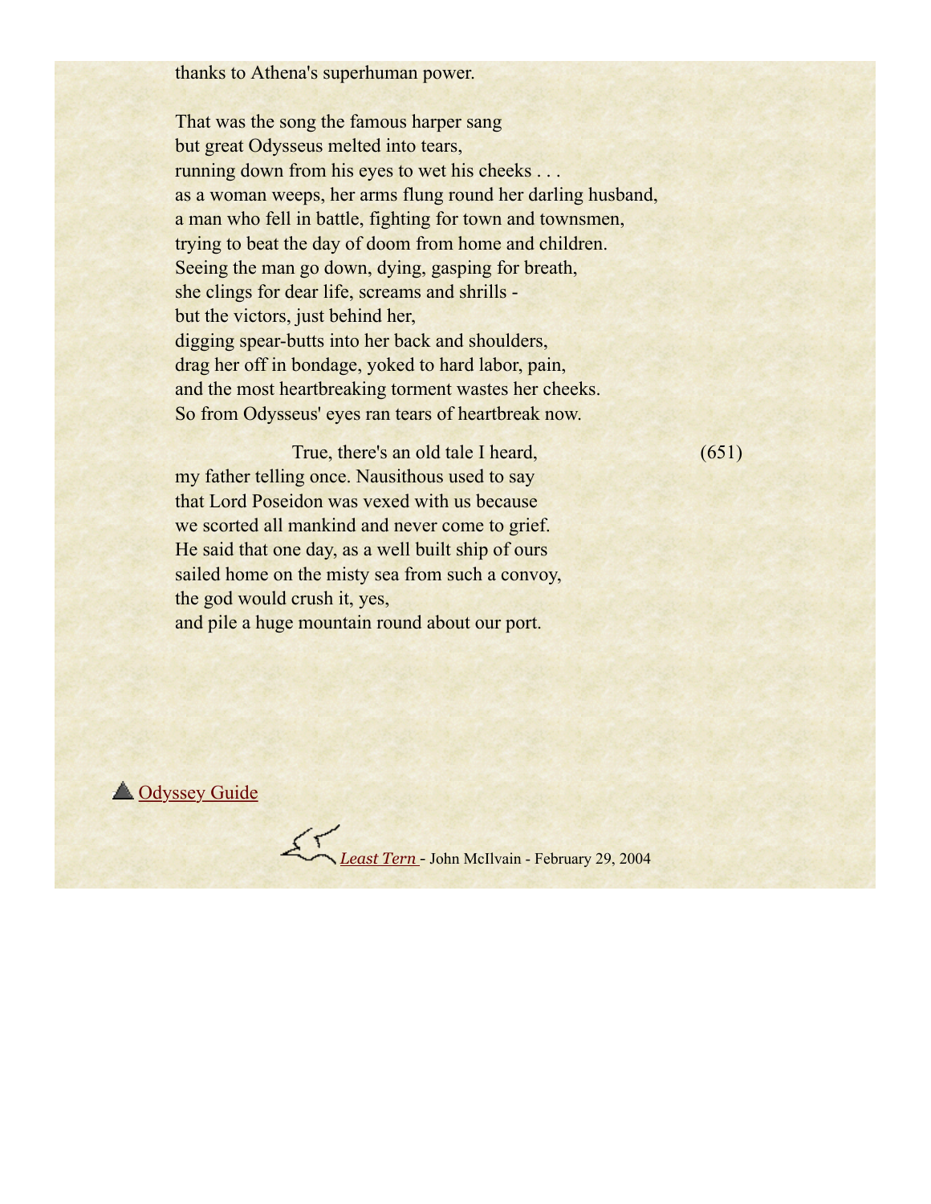thanks to Athena's superhuman power.

That was the song the famous harper sang  
but great Odysseus melted into tears,  
running down from his eyes to wet his cheeks . . .  
as a woman weeps, her arms flung round her darling husband,  
a man who fell in battle, fighting for town and townsmen,  
trying to beat the day of doom from home and children.  
Seeing the man go down, dying, gasping for breath,  
she clings for dear life, screams and shrills -  
but the victors, just behind her,  
digging spear-butts into her back and shoulders,  
drag her off in bondage, yoked to hard labor, pain,  
and the most heartbreaking torment wastes her cheeks.  
So from Odysseus' eyes ran tears of heartbreak now.

True, there's an old tale I heard, (651)  
my father telling once. Nausithous used to say  
that Lord Poseidon was vexed with us because  
we scorted all mankind and never come to grief.  
He said that one day, as a well built ship of ours  
sailed home on the misty sea from such a convoy,  
the god would crush it, yes,  
and pile a huge mountain round about our port.

Odyssey Guide

*Least Tern* - John McIlvain - February 29, 2004